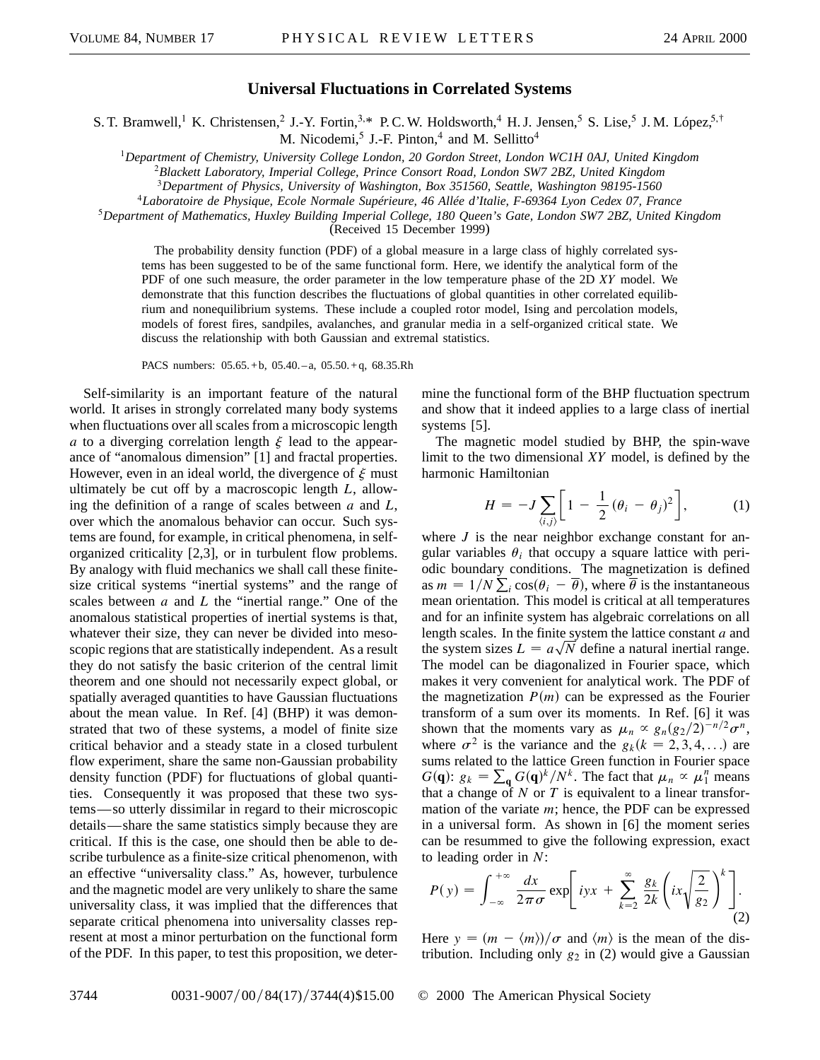# Universal Fluctuations in Correlated Systems

S. T. Bramwell,[1] K. Christensen,[2] J.-Y. Fortin,[3,*] P. C. W. Holdsworth,[4] H. J. Jensen,[5] S. Lise,[5] J. M. López,[5,†] M. Nicodemi,[5] J.-F. Pinton,[4] and M. Sellitto[4]

[1]*Department of Chemistry, University College London, 20 Gordon Street, London WC1H 0AJ, United Kingdom*
[2]*Blackett Laboratory, Imperial College, Prince Consort Road, London SW7 2BZ, United Kingdom*
[3]*Department of Physics, University of Washington, Box 351560, Seattle, Washington 98195-1560*
[4]*Laboratoire de Physique, Ecole Normale Supérieure, 46 Allée d'Italie, F-69364 Lyon Cedex 07, France*
[5]*Department of Mathematics, Huxley Building Imperial College, 180 Queen's Gate, London SW7 2BZ, United Kingdom*

(Received 15 December 1999)

The probability density function (PDF) of a global measure in a large class of highly correlated systems has been suggested to be of the same functional form. Here, we identify the analytical form of the PDF of one such measure, the order parameter in the low temperature phase of the 2D *XY* model. We demonstrate that this function describes the fluctuations of global quantities in other correlated equilibrium and nonequilibrium systems. These include a coupled rotor model, Ising and percolation models, models of forest fires, sandpiles, avalanches, and granular media in a self-organized critical state. We discuss the relationship with both Gaussian and extremal statistics.

PACS numbers: 05.65.+b, 05.40.–a, 05.50.+q, 68.35.Rh

Self-similarity is an important feature of the natural world. It arises in strongly correlated many body systems when fluctuations over all scales from a microscopic length $a$ to a diverging correlation length $\xi$ lead to the appearance of "anomalous dimension" [1] and fractal properties. However, even in an ideal world, the divergence of $\xi$ must ultimately be cut off by a macroscopic length $L$, allowing the definition of a range of scales between $a$ and $L$, over which the anomalous behavior can occur. Such systems are found, for example, in critical phenomena, in self-organized criticality [2,3], or in turbulent flow problems. By analogy with fluid mechanics we shall call these finite-size critical systems "inertial systems" and the range of scales between $a$ and $L$ the "inertial range." One of the anomalous statistical properties of inertial systems is that, whatever their size, they can never be divided into mesoscopic regions that are statistically independent. As a result they do not satisfy the basic criterion of the central limit theorem and one should not necessarily expect global, or spatially averaged quantities to have Gaussian fluctuations about the mean value. In Ref. [4] (BHP) it was demonstrated that two of these systems, a model of finite size critical behavior and a steady state in a closed turbulent flow experiment, share the same non-Gaussian probability density function (PDF) for fluctuations of global quantities. Consequently it was proposed that these two systems—so utterly dissimilar in regard to their microscopic details—share the same statistics simply because they are critical. If this is the case, one should then be able to describe turbulence as a finite-size critical phenomenon, with an effective "universality class." As, however, turbulence and the magnetic model are very unlikely to share the same universality class, it was implied that the differences that separate critical phenomena into universality classes represent at most a minor perturbation on the functional form of the PDF. In this paper, to test this proposition, we determine the functional form of the BHP fluctuation spectrum and show that it indeed applies to a large class of inertial systems [5].

The magnetic model studied by BHP, the spin-wave limit to the two dimensional *XY* model, is defined by the harmonic Hamiltonian

$$H = -J \sum_{\langle i,j \rangle} \left[ 1 - \frac{1}{2} (\theta_i - \theta_j)^2 \right], \tag{1}$$

where $J$ is the near neighbor exchange constant for angular variables $\theta_i$ that occupy a square lattice with periodic boundary conditions. The magnetization is defined as $m = 1/N \sum_i \cos(\theta_i - \overline{\theta})$, where $\overline{\theta}$ is the instantaneous mean orientation. This model is critical at all temperatures and for an infinite system has algebraic correlations on all length scales. In the finite system the lattice constant $a$ and the system sizes $L = a\sqrt{N}$ define a natural inertial range. The model can be diagonalized in Fourier space, which makes it very convenient for analytical work. The PDF of the magnetization $P(m)$ can be expressed as the Fourier transform of a sum over its moments. In Ref. [6] it was shown that the moments vary as $\mu_n \propto g_n (g_2/2)^{-n/2} \sigma^n$, where $\sigma^2$ is the variance and the $g_k (k = 2, 3, 4, \ldots)$ are sums related to the lattice Green function in Fourier space $G(\mathbf{q})$: $g_k = \sum_{\mathbf{q}} G(\mathbf{q})^k / N^k$. The fact that $\mu_n \propto \mu_1^n$ means that a change of $N$ or $T$ is equivalent to a linear transformation of the variate $m$; hence, the PDF can be expressed in a universal form. As shown in [6] the moment series can be resummed to give the following expression, exact to leading order in $N$:

$$P(y) = \int_{-\infty}^{+\infty} \frac{dx}{2\pi\sigma} \exp\left[ iyx + \sum_{k=2}^{\infty} \frac{g_k}{2k} \left( ix\sqrt{\frac{2}{g_2}} \right)^k \right]. \tag{2}$$

Here $y = (m - \langle m \rangle)/\sigma$ and $\langle m \rangle$ is the mean of the distribution. Including only $g_2$ in (2) would give a Gaussian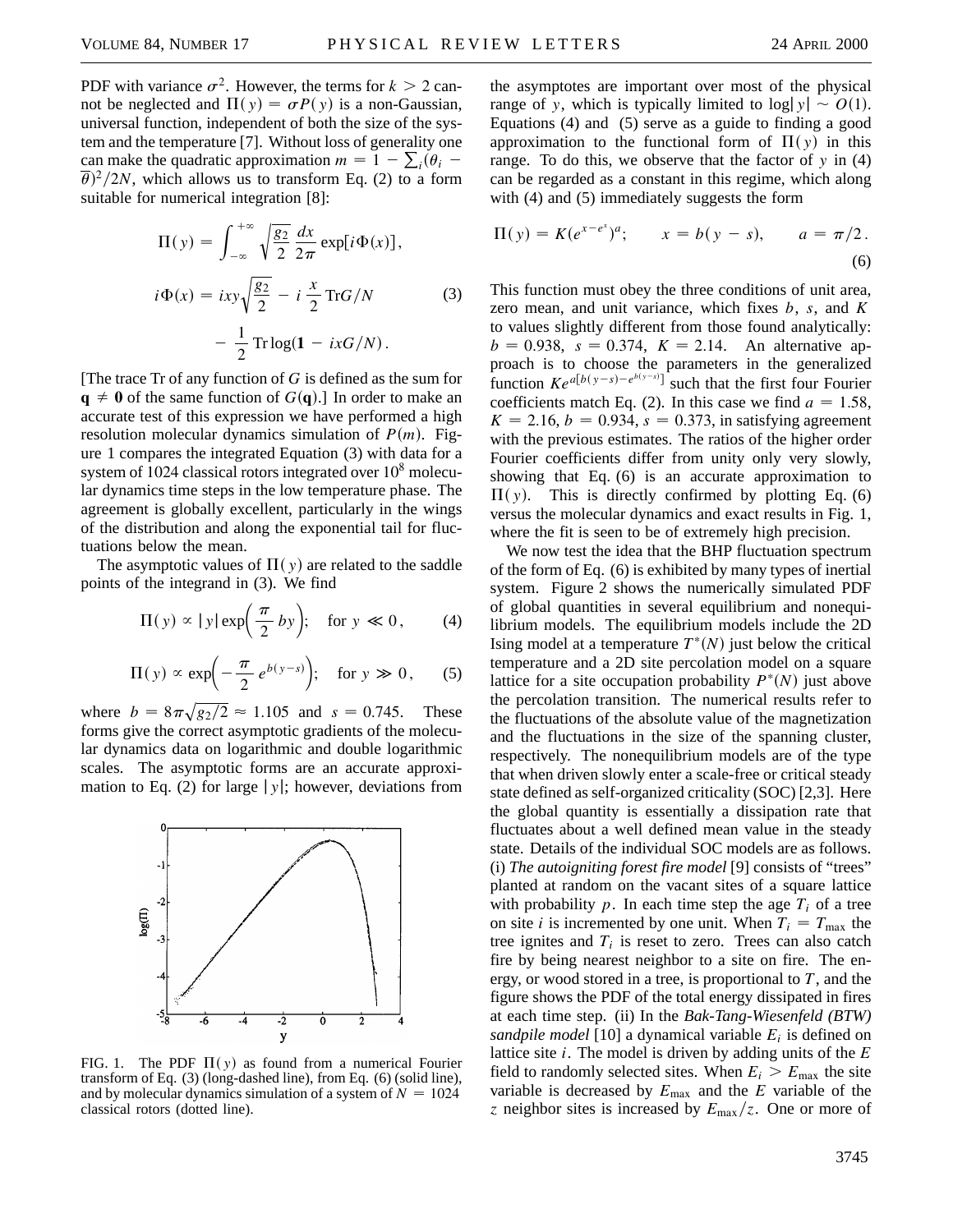PDF with variance $\sigma^2$. However, the terms for $k > 2$ cannot be neglected and $\Pi(y) = \sigma P(y)$ is a non-Gaussian, universal function, independent of both the size of the system and the temperature [7]. Without loss of generality one can make the quadratic approximation $m = 1 - \sum_i (\theta_i - \overline{\theta})^2/2N$, which allows us to transform Eq. (2) to a form suitable for numerical integration [8]:

$$\Pi(y) = \int_{-\infty}^{+\infty} \sqrt{\frac{g_2}{2}} \frac{dx}{2\pi} \exp[i\Phi(x)],$$

$$i\Phi(x) = ixy\sqrt{\frac{g_2}{2}} - i\frac{x}{2}\mathrm{Tr}G/N - \frac{1}{2}\mathrm{Tr}\log(\mathbf{1} - ixG/N). \tag{3}$$

[The trace Tr of any function of $G$ is defined as the sum for $\mathbf{q} \neq \mathbf{0}$ of the same function of $G(\mathbf{q})$.] In order to make an accurate test of this expression we have performed a high resolution molecular dynamics simulation of $P(m)$. Figure 1 compares the integrated Equation (3) with data for a system of 1024 classical rotors integrated over $10^8$ molecular dynamics time steps in the low temperature phase. The agreement is globally excellent, particularly in the wings of the distribution and along the exponential tail for fluctuations below the mean.

The asymptotic values of $\Pi(y)$ are related to the saddle points of the integrand in (3). We find

$$\Pi(y) \propto |y| \exp\left(\frac{\pi}{2} by\right); \quad \text{for } y \ll 0, \tag{4}$$

$$\Pi(y) \propto \exp\left(-\frac{\pi}{2} e^{b(y-s)}\right); \quad \text{for } y \gg 0, \tag{5}$$

where $b = 8\pi\sqrt{g_2/2} \approx 1.105$ and $s = 0.745$. These forms give the correct asymptotic gradients of the molecular dynamics data on logarithmic and double logarithmic scales. The asymptotic forms are an accurate approximation to Eq. (2) for large $|y|$; however, deviations from the asymptotes are important over most of the physical range of $y$, which is typically limited to $\log|y| \sim O(1)$. Equations (4) and (5) serve as a guide to finding a good approximation to the functional form of $\Pi(y)$ in this range. To do this, we observe that the factor of $y$ in (4) can be regarded as a constant in this regime, which along with (4) and (5) immediately suggests the form

$$\Pi(y) = K(e^{x-e^x})^a; \qquad x = b(y - s), \qquad a = \pi/2. \tag{6}$$

This function must obey the three conditions of unit area, zero mean, and unit variance, which fixes $b$, $s$, and $K$ to values slightly different from those found analytically: $b = 0.938$, $s = 0.374$, $K = 2.14$. An alternative approach is to choose the parameters in the generalized function $Ke^{a[b(y-s)-e^{b(y-s)}]}$ such that the first four Fourier coefficients match Eq. (2). In this case we find $a = 1.58$, $K = 2.16$, $b = 0.934$, $s = 0.373$, in satisfying agreement with the previous estimates. The ratios of the higher order Fourier coefficients differ from unity only very slowly, showing that Eq. (6) is an accurate approximation to $\Pi(y)$. This is directly confirmed by plotting Eq. (6) versus the molecular dynamics and exact results in Fig. 1, where the fit is seen to be of extremely high precision.

FIG. 1. The PDF $\Pi(y)$ as found from a numerical Fourier transform of Eq. (3) (long-dashed line), from Eq. (6) (solid line), and by molecular dynamics simulation of a system of $N = 1024$ classical rotors (dotted line).

We now test the idea that the BHP fluctuation spectrum of the form of Eq. (6) is exhibited by many types of inertial system. Figure 2 shows the numerically simulated PDF of global quantities in several equilibrium and nonequilibrium models. The equilibrium models include the 2D Ising model at a temperature $T^*(N)$ just below the critical temperature and a 2D site percolation model on a square lattice for a site occupation probability $P^*(N)$ just above the percolation transition. The numerical results refer to the fluctuations of the absolute value of the magnetization and the fluctuations in the size of the spanning cluster, respectively. The nonequilibrium models are of the type that when driven slowly enter a scale-free or critical steady state defined as self-organized criticality (SOC) [2,3]. Here the global quantity is essentially a dissipation rate that fluctuates about a well defined mean value in the steady state. Details of the individual SOC models are as follows. (i) *The autoigniting forest fire model* [9] consists of "trees" planted at random on the vacant sites of a square lattice with probability $p$. In each time step the age $T_i$ of a tree on site $i$ is incremented by one unit. When $T_i = T_{\max}$ the tree ignites and $T_i$ is reset to zero. Trees can also catch fire by being nearest neighbor to a site on fire. The energy, or wood stored in a tree, is proportional to $T$, and the figure shows the PDF of the total energy dissipated in fires at each time step. (ii) In the *Bak-Tang-Wiesenfeld (BTW) sandpile model* [10] a dynamical variable $E_i$ is defined on lattice site $i$. The model is driven by adding units of the $E$ field to randomly selected sites. When $E_i > E_{\max}$ the site variable is decreased by $E_{\max}$ and the $E$ variable of the $z$ neighbor sites is increased by $E_{\max}/z$. One or more of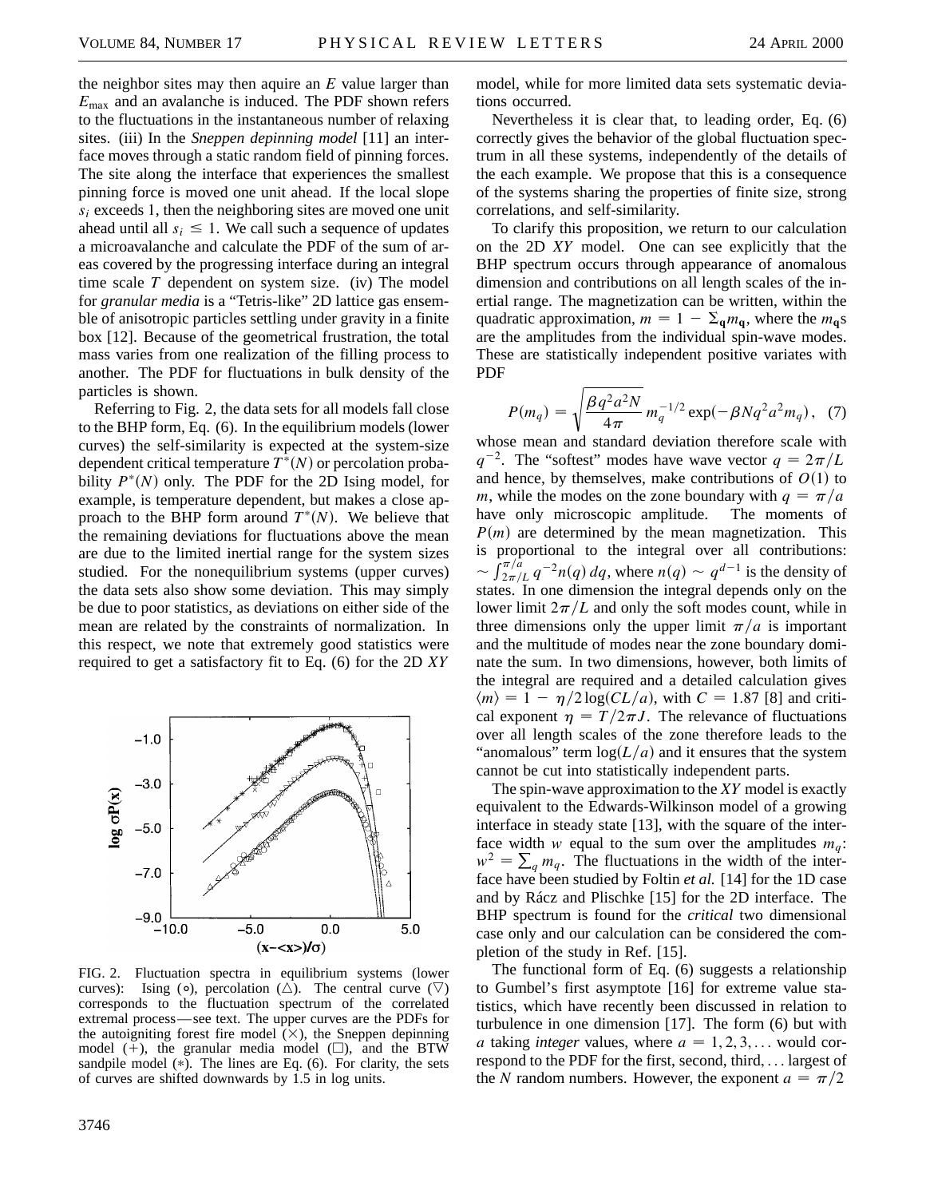the neighbor sites may then aquire an $E$ value larger than $E_{\max}$ and an avalanche is induced. The PDF shown refers to the fluctuations in the instantaneous number of relaxing sites. (iii) In the *Sneppen depinning model* [11] an interface moves through a static random field of pinning forces. The site along the interface that experiences the smallest pinning force is moved one unit ahead. If the local slope $s_i$ exceeds 1, then the neighboring sites are moved one unit ahead until all $s_i \leq 1$. We call such a sequence of updates a microavalanche and calculate the PDF of the sum of areas covered by the progressing interface during an integral time scale $T$ dependent on system size. (iv) The model for *granular media* is a "Tetris-like" 2D lattice gas ensemble of anisotropic particles settling under gravity in a finite box [12]. Because of the geometrical frustration, the total mass varies from one realization of the filling process to another. The PDF for fluctuations in bulk density of the particles is shown.

Referring to Fig. 2, the data sets for all models fall close to the BHP form, Eq. (6). In the equilibrium models (lower curves) the self-similarity is expected at the system-size dependent critical temperature $T^*(N)$ or percolation probability $P^*(N)$ only. The PDF for the 2D Ising model, for example, is temperature dependent, but makes a close approach to the BHP form around $T^*(N)$. We believe that the remaining deviations for fluctuations above the mean are due to the limited inertial range for the system sizes studied. For the nonequilibrium systems (upper curves) the data sets also show some deviation. This may simply be due to poor statistics, as deviations on either side of the mean are related by the constraints of normalization. In this respect, we note that extremely good statistics were required to get a satisfactory fit to Eq. (6) for the 2D $XY$ model, while for more limited data sets systematic deviations occurred.

FIG. 2. Fluctuation spectra in equilibrium systems (lower curves): Ising (∘), percolation (△). The central curve (▽) corresponds to the fluctuation spectrum of the correlated extremal process—see text. The upper curves are the PDFs for the autoigniting forest fire model (×), the Sneppen depinning model (+), the granular media model (□), and the BTW sandpile model (∗). The lines are Eq. (6). For clarity, the sets of curves are shifted downwards by 1.5 in log units.

Nevertheless it is clear that, to leading order, Eq. (6) correctly gives the behavior of the global fluctuation spectrum in all these systems, independently of the details of the each example. We propose that this is a consequence of the systems sharing the properties of finite size, strong correlations, and self-similarity.

To clarify this proposition, we return to our calculation on the 2D $XY$ model. One can see explicitly that the BHP spectrum occurs through appearance of anomalous dimension and contributions on all length scales of the inertial range. The magnetization can be written, within the quadratic approximation, $m = 1 - \Sigma_{\mathbf{q}} m_{\mathbf{q}}$, where the $m_{\mathbf{q}}$s are the amplitudes from the individual spin-wave modes. These are statistically independent positive variates with PDF

$$P(m_q) = \sqrt{\frac{\beta q^2 a^2 N}{4\pi}}\, m_q^{-1/2} \exp(-\beta N q^2 a^2 m_q), \quad (7)$$

whose mean and standard deviation therefore scale with $q^{-2}$. The "softest" modes have wave vector $q = 2\pi/L$ and hence, by themselves, make contributions of $O(1)$ to $m$, while the modes on the zone boundary with $q = \pi/a$ have only microscopic amplitude. The moments of $P(m)$ are determined by the mean magnetization. This is proportional to the integral over all contributions: $\sim \int_{2\pi/L}^{\pi/a} q^{-2} n(q)\, dq$, where $n(q) \sim q^{d-1}$ is the density of states. In one dimension the integral depends only on the lower limit $2\pi/L$ and only the soft modes count, while in three dimensions only the upper limit $\pi/a$ is important and the multitude of modes near the zone boundary dominate the sum. In two dimensions, however, both limits of the integral are required and a detailed calculation gives $\langle m \rangle = 1 - \eta/2 \log(CL/a)$, with $C = 1.87$ [8] and critical exponent $\eta = T/2\pi J$. The relevance of fluctuations over all length scales of the zone therefore leads to the "anomalous" term $\log(L/a)$ and it ensures that the system cannot be cut into statistically independent parts.

The spin-wave approximation to the $XY$ model is exactly equivalent to the Edwards-Wilkinson model of a growing interface in steady state [13], with the square of the interface width $w$ equal to the sum over the amplitudes $m_q$: $w^2 = \sum_q m_q$. The fluctuations in the width of the interface have been studied by Foltin *et al.* [14] for the 1D case and by Rácz and Plischke [15] for the 2D interface. The BHP spectrum is found for the *critical* two dimensional case only and our calculation can be considered the completion of the study in Ref. [15].

The functional form of Eq. (6) suggests a relationship to Gumbel's first asymptote [16] for extreme value statistics, which have recently been discussed in relation to turbulence in one dimension [17]. The form (6) but with $a$ taking *integer* values, where $a = 1, 2, 3, \ldots$ would correspond to the PDF for the first, second, third, ... largest of the $N$ random numbers. However, the exponent $a = \pi/2$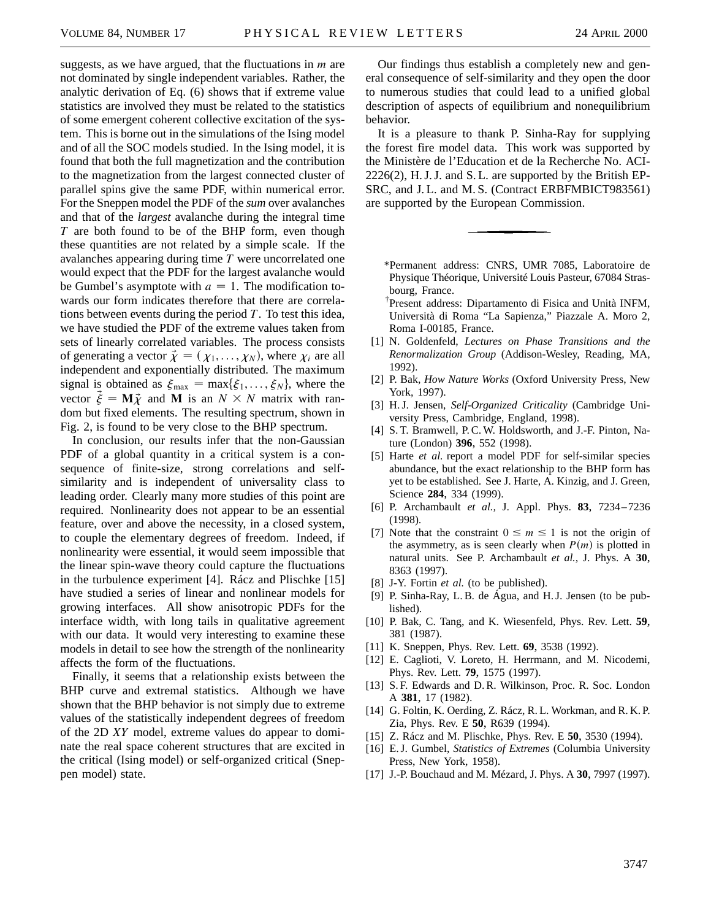suggests, as we have argued, that the fluctuations in $m$ are not dominated by single independent variables. Rather, the analytic derivation of Eq. (6) shows that if extreme value statistics are involved they must be related to the statistics of some emergent coherent collective excitation of the system. This is borne out in the simulations of the Ising model and of all the SOC models studied. In the Ising model, it is found that both the full magnetization and the contribution to the magnetization from the largest connected cluster of parallel spins give the same PDF, within numerical error. For the Sneppen model the PDF of the *sum* over avalanches and that of the *largest* avalanche during the integral time $T$ are both found to be of the BHP form, even though these quantities are not related by a simple scale. If the avalanches appearing during time $T$ were uncorrelated one would expect that the PDF for the largest avalanche would be Gumbel's asymptote with $a = 1$. The modification towards our form indicates therefore that there are correlations between events during the period $T$. To test this idea, we have studied the PDF of the extreme values taken from sets of linearly correlated variables. The process consists of generating a vector $\vec{\chi} = (\chi_1, \ldots, \chi_N)$, where $\chi_i$ are all independent and exponentially distributed. The maximum signal is obtained as $\xi_{\max} = \max\{\xi_1, \ldots, \xi_N\}$, where the vector $\vec{\xi} = \mathbf{M}\vec{\chi}$ and $\mathbf{M}$ is an $N \times N$ matrix with random but fixed elements. The resulting spectrum, shown in Fig. 2, is found to be very close to the BHP spectrum.

In conclusion, our results infer that the non-Gaussian PDF of a global quantity in a critical system is a consequence of finite-size, strong correlations and self-similarity and is independent of universality class to leading order. Clearly many more studies of this point are required. Nonlinearity does not appear to be an essential feature, over and above the necessity, in a closed system, to couple the elementary degrees of freedom. Indeed, if nonlinearity were essential, it would seem impossible that the linear spin-wave theory could capture the fluctuations in the turbulence experiment [4]. Rácz and Plischke [15] have studied a series of linear and nonlinear models for growing interfaces. All show anisotropic PDFs for the interface width, with long tails in qualitative agreement with our data. It would very interesting to examine these models in detail to see how the strength of the nonlinearity affects the form of the fluctuations.

Finally, it seems that a relationship exists between the BHP curve and extremal statistics. Although we have shown that the BHP behavior is not simply due to extreme values of the statistically independent degrees of freedom of the 2D *XY* model, extreme values do appear to dominate the real space coherent structures that are excited in the critical (Ising model) or self-organized critical (Sneppen model) state.

Our findings thus establish a completely new and general consequence of self-similarity and they open the door to numerous studies that could lead to a unified global description of aspects of equilibrium and nonequilibrium behavior.

It is a pleasure to thank P. Sinha-Ray for supplying the forest fire model data. This work was supported by the Ministère de l'Education et de la Recherche No. ACI-2226(2), H. J. J. and S. L. are supported by the British EPSRC, and J. L. and M. S. (Contract ERBFMBICT983561) are supported by the European Commission.

---

*Permanent address: CNRS, UMR 7085, Laboratoire de Physique Théorique, Université Louis Pasteur, 67084 Strasbourg, France.

†Present address: Dipartamento di Fisica and Unità INFM, Università di Roma "La Sapienza," Piazzale A. Moro 2, Roma I-00185, France.

[1] N. Goldenfeld, *Lectures on Phase Transitions and the Renormalization Group* (Addison-Wesley, Reading, MA, 1992).

[2] P. Bak, *How Nature Works* (Oxford University Press, New York, 1997).

[3] H. J. Jensen, *Self-Organized Criticality* (Cambridge University Press, Cambridge, England, 1998).

[4] S. T. Bramwell, P. C. W. Holdsworth, and J.-F. Pinton, Nature (London) **396**, 552 (1998).

[5] Harte *et al.* report a model PDF for self-similar species abundance, but the exact relationship to the BHP form has yet to be established. See J. Harte, A. Kinzig, and J. Green, Science **284**, 334 (1999).

[6] P. Archambault *et al.,* J. Appl. Phys. **83**, 7234–7236 (1998).

[7] Note that the constraint $0 \leq m \leq 1$ is not the origin of the asymmetry, as is seen clearly when $P(m)$ is plotted in natural units. See P. Archambault *et al.,* J. Phys. A **30**, 8363 (1997).

[8] J-Y. Fortin *et al.* (to be published).

[9] P. Sinha-Ray, L. B. de Água, and H. J. Jensen (to be published).

[10] P. Bak, C. Tang, and K. Wiesenfeld, Phys. Rev. Lett. **59**, 381 (1987).

[11] K. Sneppen, Phys. Rev. Lett. **69**, 3538 (1992).

[12] E. Caglioti, V. Loreto, H. Herrmann, and M. Nicodemi, Phys. Rev. Lett. **79**, 1575 (1997).

[13] S. F. Edwards and D. R. Wilkinson, Proc. R. Soc. London A **381**, 17 (1982).

[14] G. Foltin, K. Oerding, Z. Rácz, R. L. Workman, and R. K. P. Zia, Phys. Rev. E **50**, R639 (1994).

[15] Z. Rácz and M. Plischke, Phys. Rev. E **50**, 3530 (1994).

[16] E. J. Gumbel, *Statistics of Extremes* (Columbia University Press, New York, 1958).

[17] J.-P. Bouchaud and M. Mézard, J. Phys. A **30**, 7997 (1997).